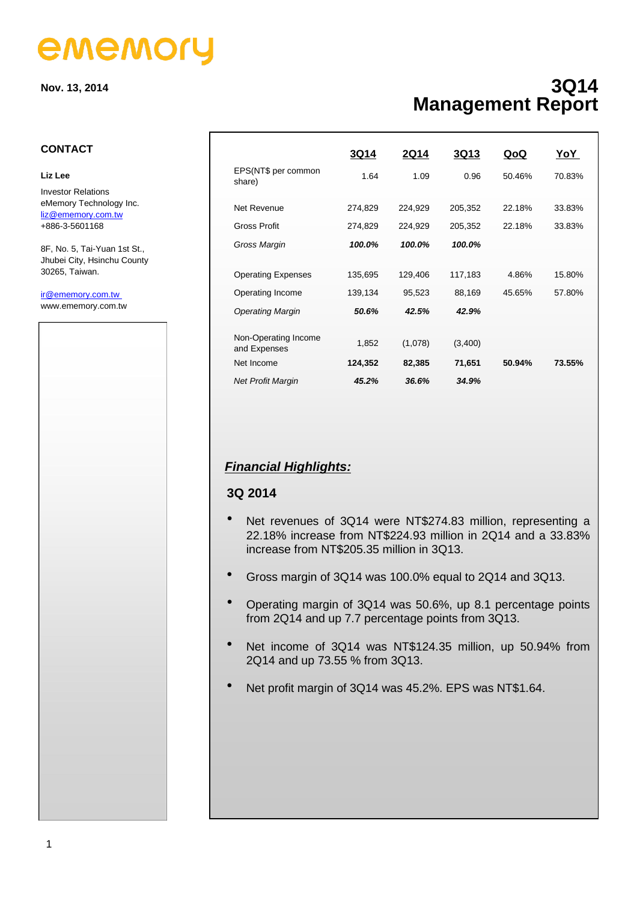ememory

Nov. 13, 2014

# 3Q14 Management Report

### CONTACT

**Liz Lee**

Investor Relations
eMemory Technology Inc.
liz@ememory.com.tw
+886-3-5601168

8F, No. 5, Tai-Yuan 1st St.,
Jhubei City, Hsinchu County
30265, Taiwan.

ir@ememory.com.tw
www.ememory.com.tw

| | 3Q14 | 2Q14 | 3Q13 | QoQ | YoY |
|---|---|---|---|---|---|
| EPS(NT$ per common share) | 1.64 | 1.09 | 0.96 | 50.46% | 70.83% |
| Net Revenue | 274,829 | 224,929 | 205,352 | 22.18% | 33.83% |
| Gross Profit | 274,829 | 224,929 | 205,352 | 22.18% | 33.83% |
| *Gross Margin* | ***100.0%*** | ***100.0%*** | ***100.0%*** | | |
| Operating Expenses | 135,695 | 129,406 | 117,183 | 4.86% | 15.80% |
| Operating Income | 139,134 | 95,523 | 88,169 | 45.65% | 57.80% |
| *Operating Margin* | ***50.6%*** | ***42.5%*** | ***42.9%*** | | |
| Non-Operating Income and Expenses | 1,852 | (1,078) | (3,400) | | |
| Net Income | **124,352** | **82,385** | **71,651** | **50.94%** | **73.55%** |
| *Net Profit Margin* | ***45.2%*** | ***36.6%*** | ***34.9%*** | | |

## ***Financial Highlights:***

### 3Q 2014

- Net revenues of 3Q14 were NT$274.83 million, representing a 22.18% increase from NT$224.93 million in 2Q14 and a 33.83% increase from NT$205.35 million in 3Q13.
- Gross margin of 3Q14 was 100.0% equal to 2Q14 and 3Q13.
- Operating margin of 3Q14 was 50.6%, up 8.1 percentage points from 2Q14 and up 7.7 percentage points from 3Q13.
- Net income of 3Q14 was NT$124.35 million, up 50.94% from 2Q14 and up 73.55 % from 3Q13.
- Net profit margin of 3Q14 was 45.2%. EPS was NT$1.64.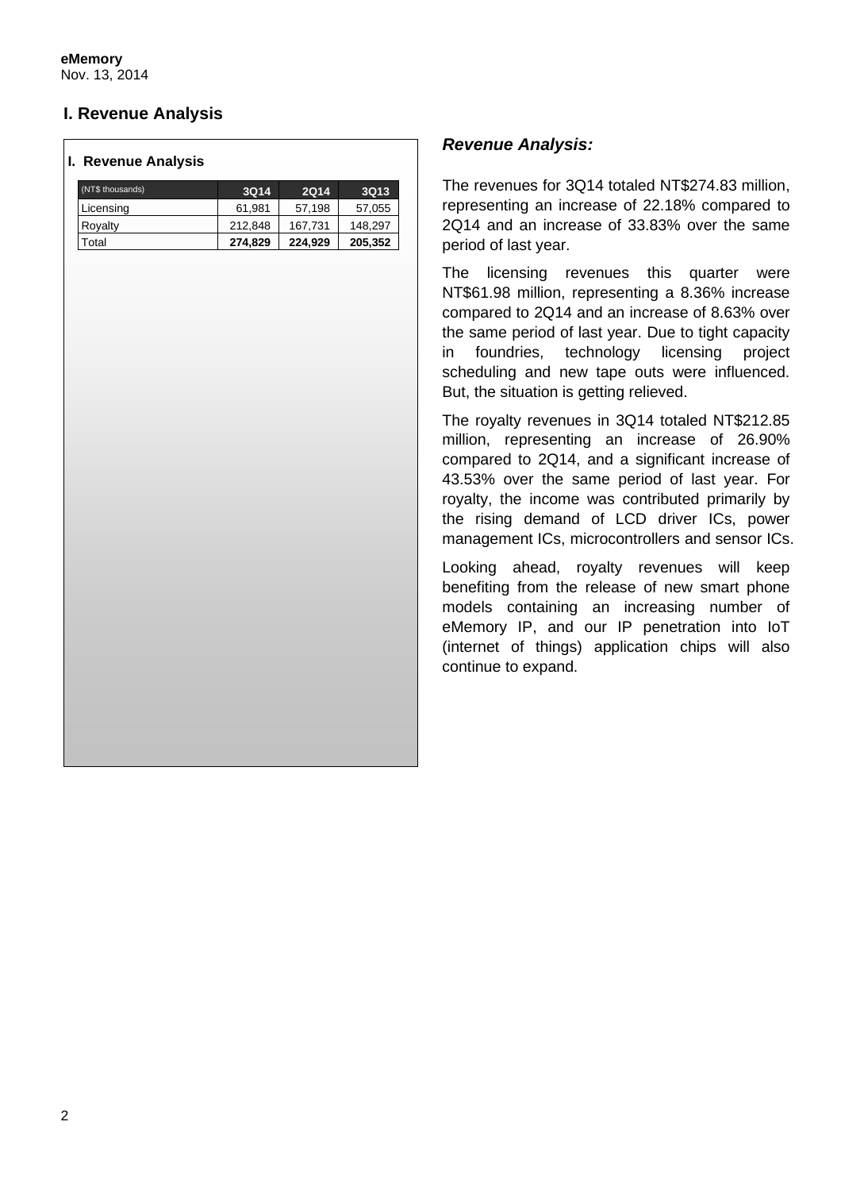# I. Revenue Analysis

## I. Revenue Analysis

| (NT$ thousands) | 3Q14 | 2Q14 | 3Q13 |
|---|---|---|---|
| Licensing | 61,981 | 57,198 | 57,055 |
| Royalty | 212,848 | 167,731 | 148,297 |
| Total | **274,829** | **224,929** | **205,352** |

### *Revenue Analysis:*

The revenues for 3Q14 totaled NT$274.83 million, representing an increase of 22.18% compared to 2Q14 and an increase of 33.83% over the same period of last year.

The licensing revenues this quarter were NT$61.98 million, representing a 8.36% increase compared to 2Q14 and an increase of 8.63% over the same period of last year. Due to tight capacity in foundries, technology licensing project scheduling and new tape outs were influenced. But, the situation is getting relieved.

The royalty revenues in 3Q14 totaled NT$212.85 million, representing an increase of 26.90% compared to 2Q14, and a significant increase of 43.53% over the same period of last year. For royalty, the income was contributed primarily by the rising demand of LCD driver ICs, power management ICs, microcontrollers and sensor ICs.

Looking ahead, royalty revenues will keep benefiting from the release of new smart phone models containing an increasing number of eMemory IP, and our IP penetration into IoT (internet of things) application chips will also continue to expand.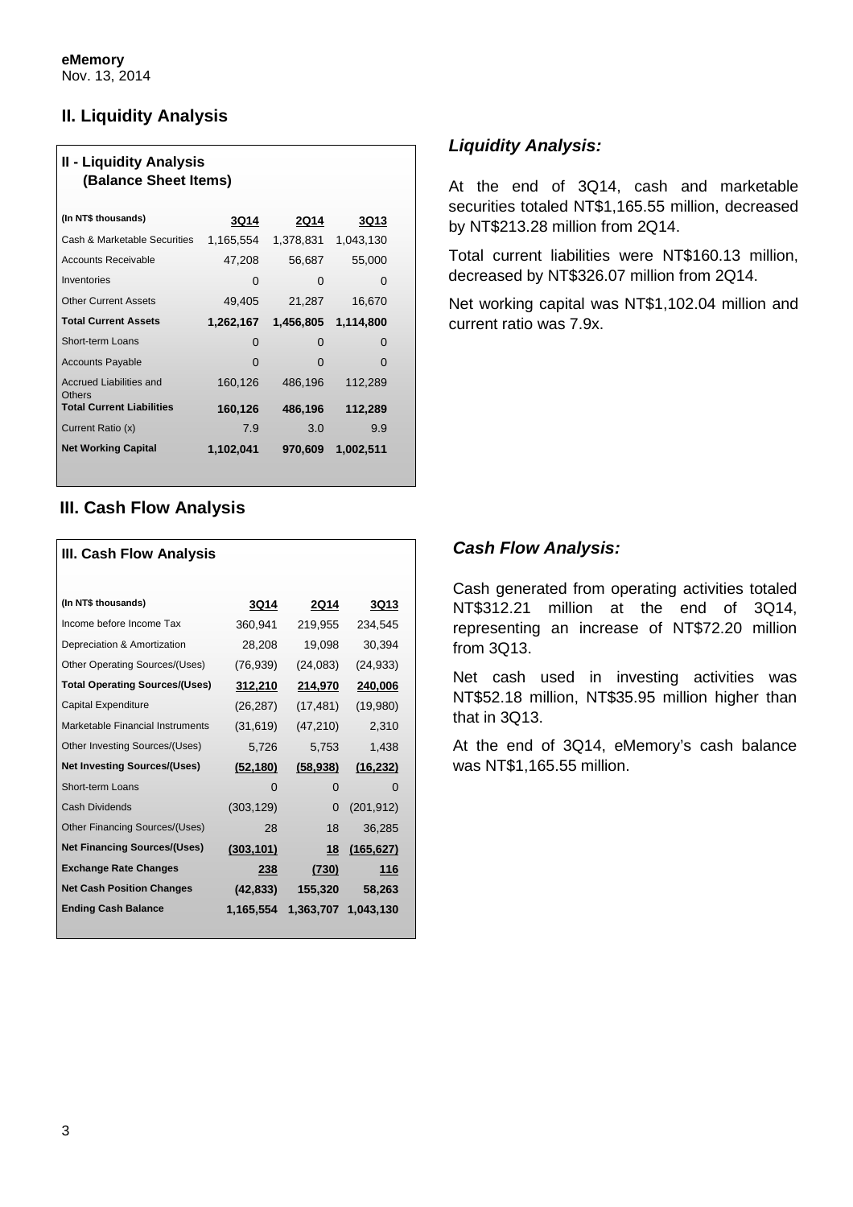**eMemory**
Nov. 13, 2014

## II. Liquidity Analysis

| II - Liquidity Analysis (Balance Sheet Items) | | | |
|---|---|---|---|
| **(In NT$ thousands)** | **3Q14** | **2Q14** | **3Q13** |
| Cash & Marketable Securities | 1,165,554 | 1,378,831 | 1,043,130 |
| Accounts Receivable | 47,208 | 56,687 | 55,000 |
| Inventories | 0 | 0 | 0 |
| Other Current Assets | 49,405 | 21,287 | 16,670 |
| **Total Current Assets** | **1,262,167** | **1,456,805** | **1,114,800** |
| Short-term Loans | 0 | 0 | 0 |
| Accounts Payable | 0 | 0 | 0 |
| Accrued Liabilities and Others | 160,126 | 486,196 | 112,289 |
| **Total Current Liabilities** | **160,126** | **486,196** | **112,289** |
| Current Ratio (x) | 7.9 | 3.0 | 9.9 |
| **Net Working Capital** | **1,102,041** | **970,609** | **1,002,511** |

### *Liquidity Analysis:*

At the end of 3Q14, cash and marketable securities totaled NT$1,165.55 million, decreased by NT$213.28 million from 2Q14.

Total current liabilities were NT$160.13 million, decreased by NT$326.07 million from 2Q14.

Net working capital was NT$1,102.04 million and current ratio was 7.9x.

## III. Cash Flow Analysis

| III. Cash Flow Analysis | | | |
|---|---|---|---|
| **(In NT$ thousands)** | **3Q14** | **2Q14** | **3Q13** |
| Income before Income Tax | 360,941 | 219,955 | 234,545 |
| Depreciation & Amortization | 28,208 | 19,098 | 30,394 |
| Other Operating Sources/(Uses) | (76,939) | (24,083) | (24,933) |
| **Total Operating Sources/(Uses)** | **312,210** | **214,970** | **240,006** |
| Capital Expenditure | (26,287) | (17,481) | (19,980) |
| Marketable Financial Instruments | (31,619) | (47,210) | 2,310 |
| Other Investing Sources/(Uses) | 5,726 | 5,753 | 1,438 |
| **Net Investing Sources/(Uses)** | **(52,180)** | **(58,938)** | **(16,232)** |
| Short-term Loans | 0 | 0 | 0 |
| Cash Dividends | (303,129) | 0 | (201,912) |
| Other Financing Sources/(Uses) | 28 | 18 | 36,285 |
| **Net Financing Sources/(Uses)** | **(303,101)** | **18** | **(165,627)** |
| **Exchange Rate Changes** | **238** | **(730)** | **116** |
| **Net Cash Position Changes** | **(42,833)** | **155,320** | **58,263** |
| **Ending Cash Balance** | **1,165,554** | **1,363,707** | **1,043,130** |

### *Cash Flow Analysis:*

Cash generated from operating activities totaled NT$312.21 million at the end of 3Q14, representing an increase of NT$72.20 million from 3Q13.

Net cash used in investing activities was NT$52.18 million, NT$35.95 million higher than that in 3Q13.

At the end of 3Q14, eMemory's cash balance was NT$1,165.55 million.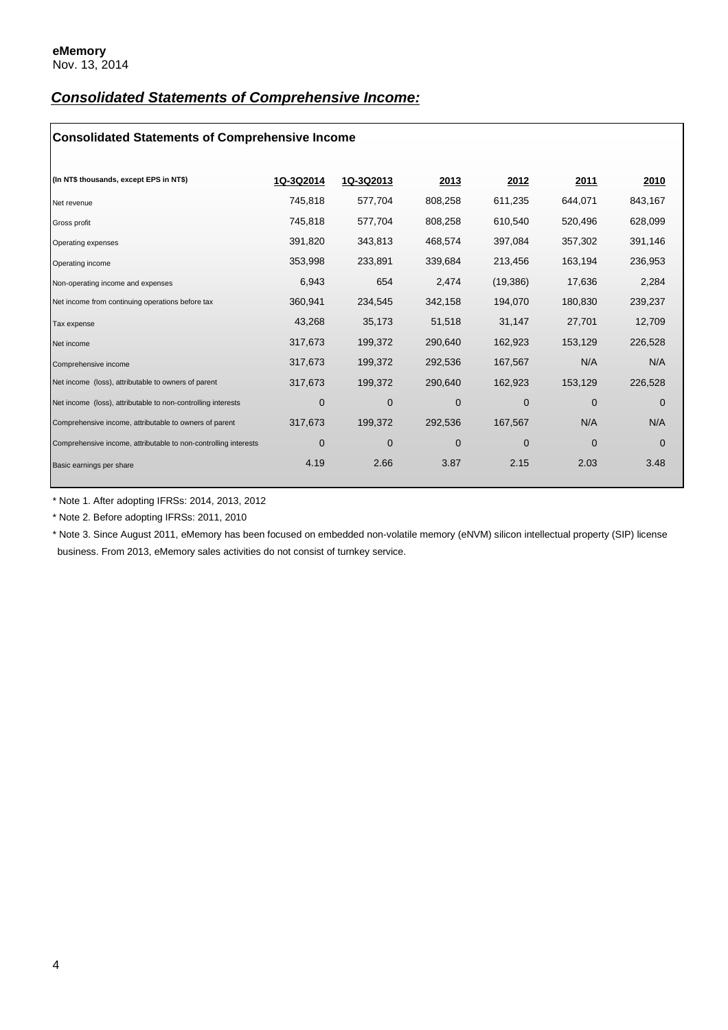**eMemory**
Nov. 13, 2014

## ***Consolidated Statements of Comprehensive Income:***

**Consolidated Statements of Comprehensive Income**

| (In NT$ thousands, except EPS in NT$) | 1Q-3Q2014 | 1Q-3Q2013 | 2013 | 2012 | 2011 | 2010 |
|---|---|---|---|---|---|---|
| Net revenue | 745,818 | 577,704 | 808,258 | 611,235 | 644,071 | 843,167 |
| Gross profit | 745,818 | 577,704 | 808,258 | 610,540 | 520,496 | 628,099 |
| Operating expenses | 391,820 | 343,813 | 468,574 | 397,084 | 357,302 | 391,146 |
| Operating income | 353,998 | 233,891 | 339,684 | 213,456 | 163,194 | 236,953 |
| Non-operating income and expenses | 6,943 | 654 | 2,474 | (19,386) | 17,636 | 2,284 |
| Net income from continuing operations before tax | 360,941 | 234,545 | 342,158 | 194,070 | 180,830 | 239,237 |
| Tax expense | 43,268 | 35,173 | 51,518 | 31,147 | 27,701 | 12,709 |
| Net income | 317,673 | 199,372 | 290,640 | 162,923 | 153,129 | 226,528 |
| Comprehensive income | 317,673 | 199,372 | 292,536 | 167,567 | N/A | N/A |
| Net income (loss), attributable to owners of parent | 317,673 | 199,372 | 290,640 | 162,923 | 153,129 | 226,528 |
| Net income (loss), attributable to non-controlling interests | 0 | 0 | 0 | 0 | 0 | 0 |
| Comprehensive income, attributable to owners of parent | 317,673 | 199,372 | 292,536 | 167,567 | N/A | N/A |
| Comprehensive income, attributable to non-controlling interests | 0 | 0 | 0 | 0 | 0 | 0 |
| Basic earnings per share | 4.19 | 2.66 | 3.87 | 2.15 | 2.03 | 3.48 |

* Note 1. After adopting IFRSs: 2014, 2013, 2012

* Note 2. Before adopting IFRSs: 2011, 2010

* Note 3. Since August 2011, eMemory has been focused on embedded non-volatile memory (eNVM) silicon intellectual property (SIP) license business. From 2013, eMemory sales activities do not consist of turnkey service.